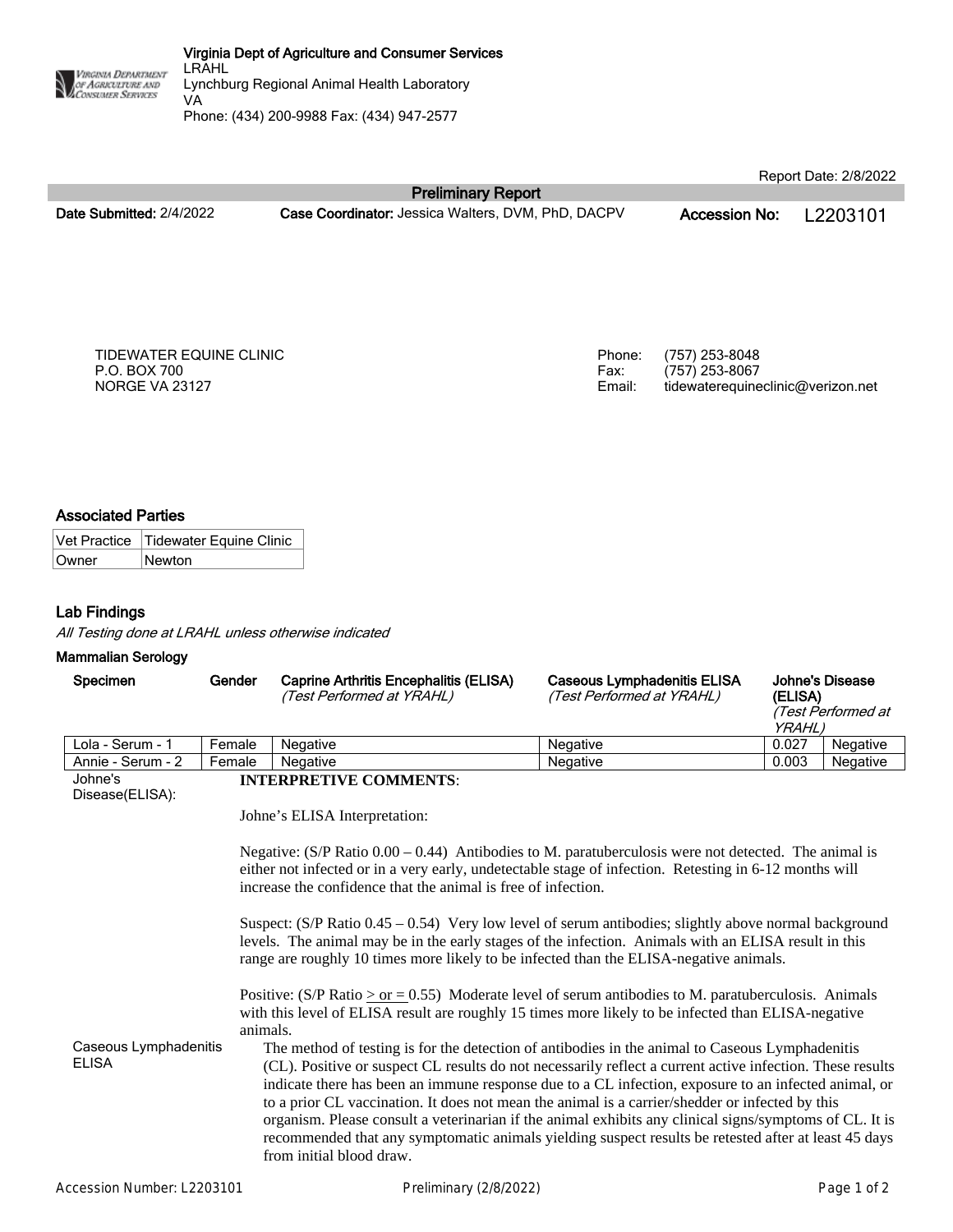**Virginia Dept of Agriculture and Consumer Services**
LRAHL
Lynchburg Regional Animal Health Laboratory
VA
Phone: (434) 200-9988 Fax: (434) 947-2577

Report Date: 2/8/2022

## Preliminary Report

**Date Submitted:** 2/4/2022 **Case Coordinator:** Jessica Walters, DVM, PhD, DACPV **Accession No:** L2203101

TIDEWATER EQUINE CLINIC
P.O. BOX 700
NORGE VA 23127

Phone: (757) 253-8048
Fax: (757) 253-8067
Email: tidewaterequineclinic@verizon.net

### Associated Parties

| Vet Practice | Tidewater Equine Clinic |
|---|---|
| Owner | Newton |

### Lab Findings

*All Testing done at LRAHL unless otherwise indicated*

#### Mammalian Serology

| Specimen | Gender | Caprine Arthritis Encephalitis (ELISA) *(Test Performed at YRAHL)* | Caseous Lymphadenitis ELISA *(Test Performed at YRAHL)* | Johne's Disease (ELISA) *(Test Performed at YRAHL)* | |
|---|---|---|---|---|---|
| Lola - Serum - 1 | Female | Negative | Negative | 0.027 | Negative |
| Annie - Serum - 2 | Female | Negative | Negative | 0.003 | Negative |

Johne's Disease(ELISA):

**INTERPRETIVE COMMENTS**:

Johne's ELISA Interpretation:

Negative: (S/P Ratio 0.00 – 0.44) Antibodies to M. paratuberculosis were not detected. The animal is either not infected or in a very early, undetectable stage of infection. Retesting in 6-12 months will increase the confidence that the animal is free of infection.

Suspect: (S/P Ratio 0.45 – 0.54) Very low level of serum antibodies; slightly above normal background levels. The animal may be in the early stages of the infection. Animals with an ELISA result in this range are roughly 10 times more likely to be infected than the ELISA-negative animals.

Positive: (S/P Ratio > or = 0.55) Moderate level of serum antibodies to M. paratuberculosis. Animals with this level of ELISA result are roughly 15 times more likely to be infected than ELISA-negative animals.

Caseous Lymphadenitis ELISA:

The method of testing is for the detection of antibodies in the animal to Caseous Lymphadenitis (CL). Positive or suspect CL results do not necessarily reflect a current active infection. These results indicate there has been an immune response due to a CL infection, exposure to an infected animal, or to a prior CL vaccination. It does not mean the animal is a carrier/shedder or infected by this organism. Please consult a veterinarian if the animal exhibits any clinical signs/symptoms of CL. It is recommended that any symptomatic animals yielding suspect results be retested after at least 45 days from initial blood draw.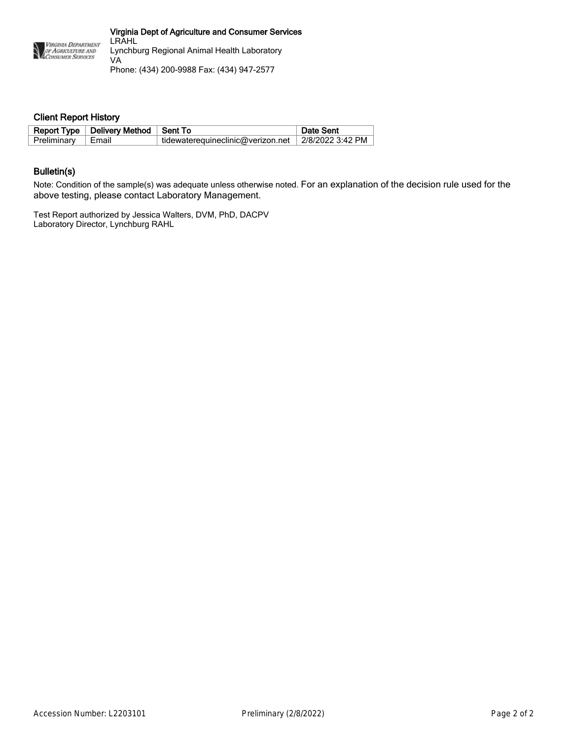**Virginia Dept of Agriculture and Consumer Services**
LRAHL
Lynchburg Regional Animal Health Laboratory
VA
Phone: (434) 200-9988 Fax: (434) 947-2577

### Client Report History

| Report Type | Delivery Method | Sent To | Date Sent |
| --- | --- | --- | --- |
| Preliminary | Email | tidewaterequineclinic@verizon.net | 2/8/2022 3:42 PM |

### Bulletin(s)

Note: Condition of the sample(s) was adequate unless otherwise noted. For an explanation of the decision rule used for the above testing, please contact Laboratory Management.

Test Report authorized by Jessica Walters, DVM, PhD, DACPV
Laboratory Director, Lynchburg RAHL